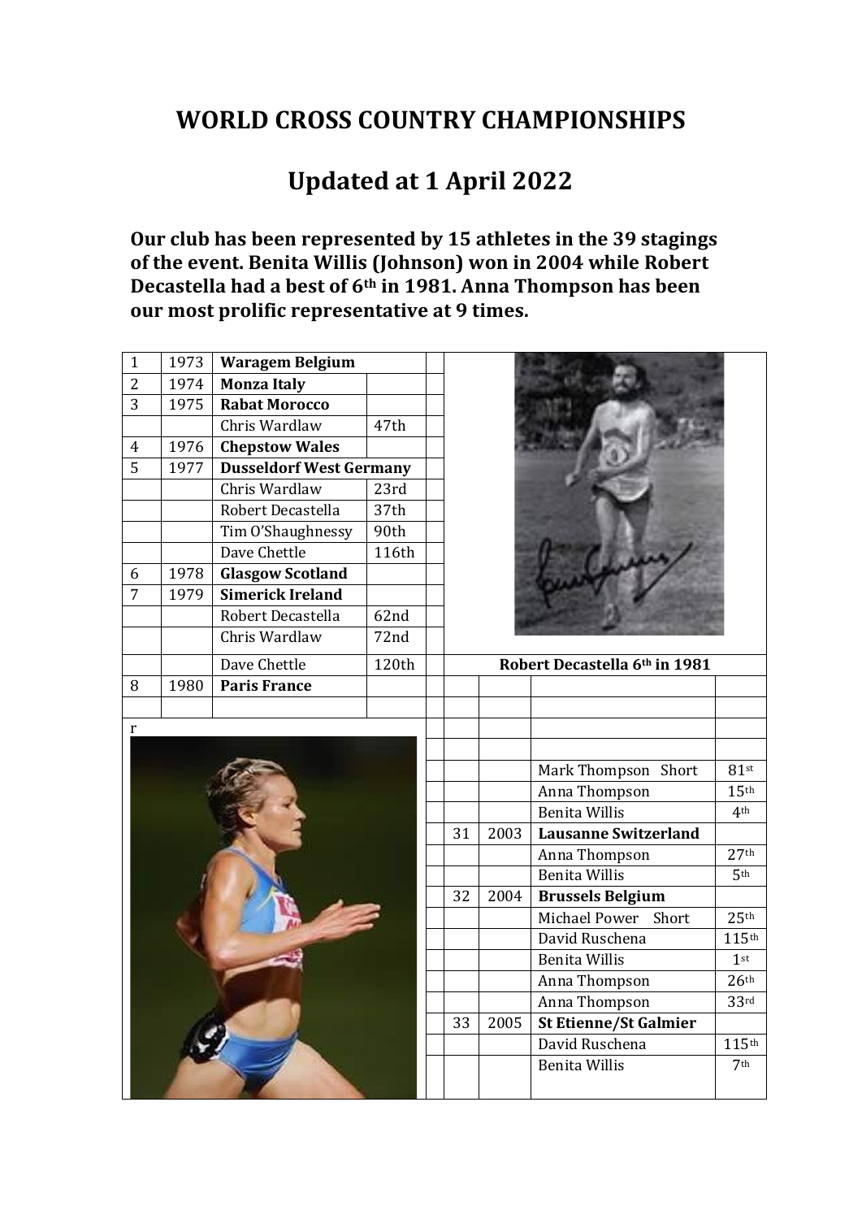# WORLD CROSS COUNTRY CHAMPIONSHIPS

# Updated at 1 April 2022

**Our club has been represented by 15 athletes in the 39 stagings of the event. Benita Willis (Johnson) won in 2004 while Robert Decastella had a best of 6th in 1981. Anna Thompson has been our most prolific representative at 9 times.**

| | | | |
|---|---|---|---|
| 1 | 1973 | **Waragem Belgium** | |
| 2 | 1974 | **Monza Italy** | |
| 3 | 1975 | **Rabat Morocco** | |
| | | Chris Wardlaw | 47th |
| 4 | 1976 | **Chepstow Wales** | |
| 5 | 1977 | **Dusseldorf West Germany** | |
| | | Chris Wardlaw | 23rd |
| | | Robert Decastella | 37th |
| | | Tim O'Shaughnessy | 90th |
| | | Dave Chettle | 116th |
| 6 | 1978 | **Glasgow Scotland** | |
| 7 | 1979 | **Simerick Ireland** | |
| | | Robert Decastella | 62nd |
| | | Chris Wardlaw | 72nd |
| | | Dave Chettle | 120th |
| 8 | 1980 | **Paris France** | |

**Robert Decastella 6th in 1981**

r

| | | | |
|---|---|---|---|
| | | Mark Thompson Short | 81st |
| | | Anna Thompson | 15th |
| | | Benita Willis | 4th |
| 31 | 2003 | **Lausanne Switzerland** | |
| | | Anna Thompson | 27th |
| | | Benita Willis | 5th |
| 32 | 2004 | **Brussels Belgium** | |
| | | Michael Power Short | 25th |
| | | David Ruschena | 115th |
| | | Benita Willis | 1st |
| | | Anna Thompson | 26th |
| | | Anna Thompson | 33rd |
| 33 | 2005 | **St Etienne/St Galmier** | |
| | | David Ruschena | 115th |
| | | Benita Willis | 7th |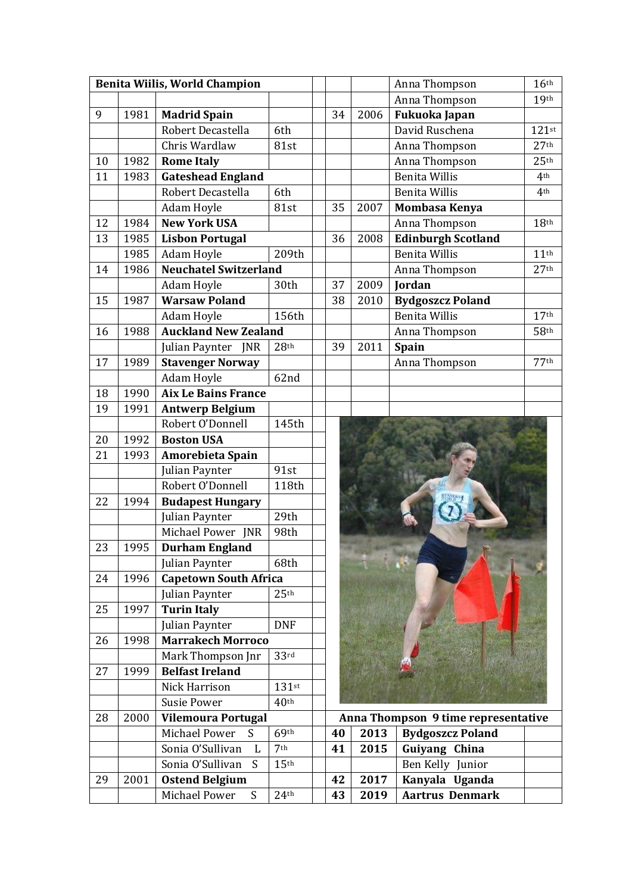| Benita Wiilis, World Champion | | | | | | | | |
|---|---|---|---|---|---|---|---|---|
| | | | | | | | Anna Thompson | 16th |
| | | | | | | | Anna Thompson | 19th |
| 9 | 1981 | **Madrid Spain** | | | 34 | 2006 | **Fukuoka Japan** | |
| | | Robert Decastella | 6th | | | | David Ruschena | 121st |
| | | Chris Wardlaw | 81st | | | | Anna Thompson | 27th |
| 10 | 1982 | **Rome Italy** | | | | | Anna Thompson | 25th |
| 11 | 1983 | **Gateshead England** | | | | | Benita Willis | 4th |
| | | Robert Decastella | 6th | | | | Benita Willis | 4th |
| | | Adam Hoyle | 81st | | 35 | 2007 | **Mombasa Kenya** | |
| 12 | 1984 | **New York USA** | | | | | Anna Thompson | 18th |
| 13 | 1985 | **Lisbon Portugal** | | | 36 | 2008 | **Edinburgh Scotland** | |
| | 1985 | Adam Hoyle | 209th | | | | Benita Willis | 11th |
| 14 | 1986 | **Neuchatel Switzerland** | | | | | Anna Thompson | 27th |
| | | Adam Hoyle | 30th | | 37 | 2009 | **Jordan** | |
| 15 | 1987 | **Warsaw Poland** | | | 38 | 2010 | **Bydgoszcz Poland** | |
| | | Adam Hoyle | 156th | | | | Benita Willis | 17th |
| 16 | 1988 | **Auckland New Zealand** | | | | | Anna Thompson | 58th |
| | | Julian Paynter JNR | 28th | | 39 | 2011 | **Spain** | |
| 17 | 1989 | **Stavenger Norway** | | | | | Anna Thompson | 77th |
| | | Adam Hoyle | 62nd | | | | | |
| 18 | 1990 | **Aix Le Bains France** | | | | | | |
| 19 | 1991 | **Antwerp Belgium** | | | | | | |
| | | Robert O'Donnell | 145th | | | | | |
| 20 | 1992 | **Boston USA** | | | | | | |
| 21 | 1993 | **Amorebieta Spain** | | | | | | |
| | | Julian Paynter | 91st | | | | | |
| | | Robert O'Donnell | 118th | | | | | |
| 22 | 1994 | **Budapest Hungary** | | | | | | |
| | | Julian Paynter | 29th | | | | | |
| | | Michael Power JNR | 98th | | | | | |
| 23 | 1995 | **Durham England** | | | | | | |
| | | Julian Paynter | 68th | | | | | |
| 24 | 1996 | **Capetown South Africa** | | | | | | |
| | | Julian Paynter | 25th | | | | | |
| 25 | 1997 | **Turin Italy** | | | | | | |
| | | Julian Paynter | DNF | | | | | |
| 26 | 1998 | **Marrakech Morroco** | | | | | | |
| | | Mark Thompson Jnr | 33rd | | | | | |
| 27 | 1999 | **Belfast Ireland** | | | | | | |
| | | Nick Harrison | 131st | | | | | |
| | | Susie Power | 40th | | | | | |
| 28 | 2000 | **Vilemoura Portugal** | | | **Anna Thompson 9 time representative** | | | |
| | | Michael Power S | 69th | | **40** | **2013** | **Bydgoszcz Poland** | |
| | | Sonia O'Sullivan L | 7th | | **41** | **2015** | **Guiyang China** | |
| | | Sonia O'Sullivan S | 15th | | | | Ben Kelly Junior | |
| 29 | 2001 | **Ostend Belgium** | | | **42** | **2017** | **Kanyala Uganda** | |
| | | Michael Power S | 24th | | **43** | **2019** | **Aartrus Denmark** | |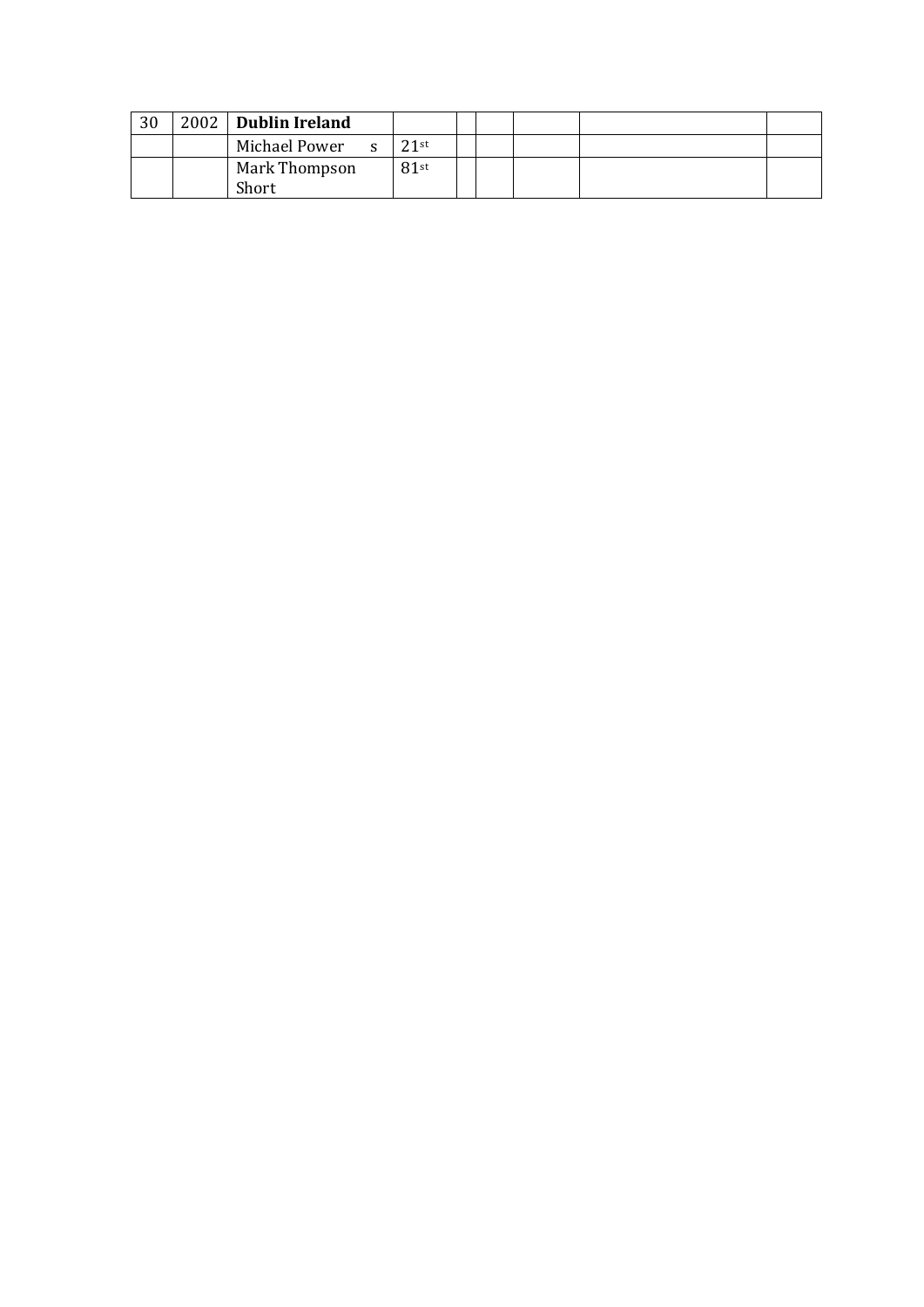| | | | | | | | | |
|---|---|---|---|---|---|---|---|---|
| 30 | 2002 | **Dublin Ireland** | | | | | | |
| | | Michael Power s | 21st | | | | | |
| | | Mark Thompson Short | 81st | | | | | |